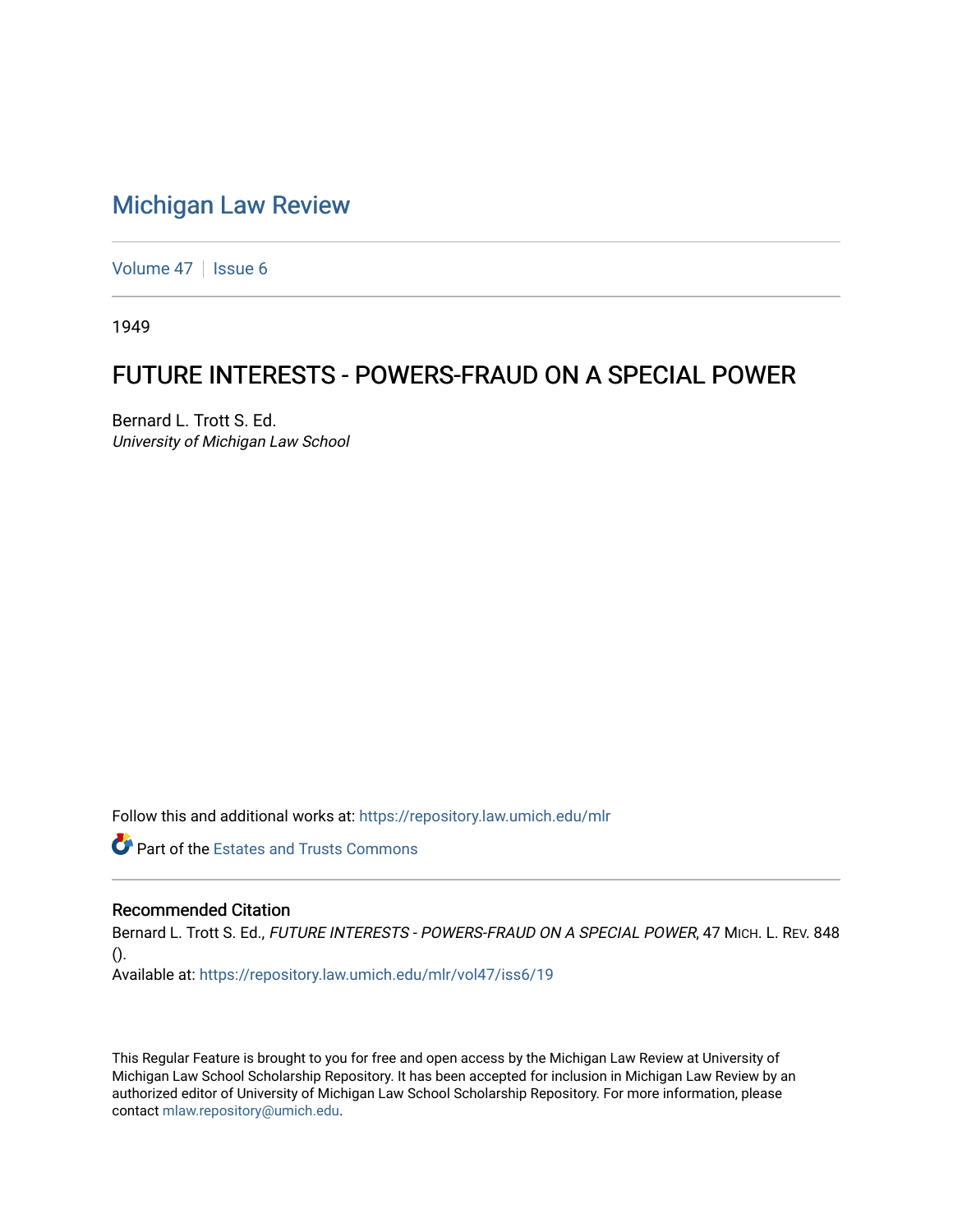# Michigan Law Review

Volume 47 | Issue 6

1949

## FUTURE INTERESTS - POWERS-FRAUD ON A SPECIAL POWER

Bernard L. Trott S. Ed.
*University of Michigan Law School*

Follow this and additional works at: https://repository.law.umich.edu/mlr

Part of the Estates and Trusts Commons

### Recommended Citation

Bernard L. Trott S. Ed., *FUTURE INTERESTS - POWERS-FRAUD ON A SPECIAL POWER*, 47 MICH. L. REV. 848 ().
Available at: https://repository.law.umich.edu/mlr/vol47/iss6/19

This Regular Feature is brought to you for free and open access by the Michigan Law Review at University of Michigan Law School Scholarship Repository. It has been accepted for inclusion in Michigan Law Review by an authorized editor of University of Michigan Law School Scholarship Repository. For more information, please contact mlaw.repository@umich.edu.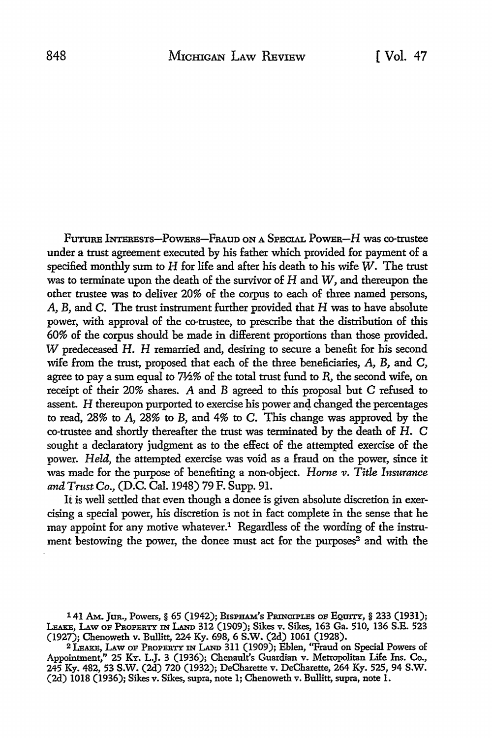FUTURE INTERESTS—POWERS—FRAUD ON A SPECIAL POWER—*H* was co-trustee under a trust agreement executed by his father which provided for payment of a specified monthly sum to *H* for life and after his death to his wife *W*. The trust was to terminate upon the death of the survivor of *H* and *W*, and thereupon the other trustee was to deliver 20% of the corpus to each of three named persons, *A*, *B*, and *C*. The trust instrument further provided that *H* was to have absolute power, with approval of the co-trustee, to prescribe that the distribution of this 60% of the corpus should be made in different proportions than those provided. *W* predeceased *H*. *H* remarried and, desiring to secure a benefit for his second wife from the trust, proposed that each of the three beneficiaries, *A*, *B*, and *C*, agree to pay a sum equal to 7½% of the total trust fund to *R*, the second wife, on receipt of their 20% shares. *A* and *B* agreed to this proposal but *C* refused to assent. *H* thereupon purported to exercise his power and changed the percentages to read, 28% to *A*, 28% to *B*, and 4% to *C*. This change was approved by the co-trustee and shortly thereafter the trust was terminated by the death of *H*. *C* sought a declaratory judgment as to the effect of the attempted exercise of the power. *Held*, the attempted exercise was void as a fraud on the power, since it was made for the purpose of benefiting a non-object. *Horne v. Title Insurance and Trust Co.*, (D.C. Cal. 1948) 79 F. Supp. 91.

It is well settled that even though a donee is given absolute discretion in exercising a special power, his discretion is not in fact complete in the sense that he may appoint for any motive whatever.[1] Regardless of the wording of the instrument bestowing the power, the donee must act for the purposes[2] and with the

---

[1] 41 AM. JUR., Powers, § 65 (1942); BISPHAM'S PRINCIPLES OF EQUITY, § 233 (1931); LEAKE, LAW OF PROPERTY IN LAND 312 (1909); Sikes v. Sikes, 163 Ga. 510, 136 S.E. 523 (1927); Chenoweth v. Bullitt, 224 Ky. 698, 6 S.W. (2d) 1061 (1928).

[2] LEAKE, LAW OF PROPERTY IN LAND 311 (1909); Eblen, "Fraud on Special Powers of Appointment," 25 KY. L.J. 3 (1936); Chenault's Guardian v. Metropolitan Life Ins. Co., 245 Ky. 482, 53 S.W. (2d) 720 (1932); DeCharette v. DeCharette, 264 Ky. 525, 94 S.W. (2d) 1018 (1936); Sikes v. Sikes, supra, note 1; Chenoweth v. Bullitt, supra, note 1.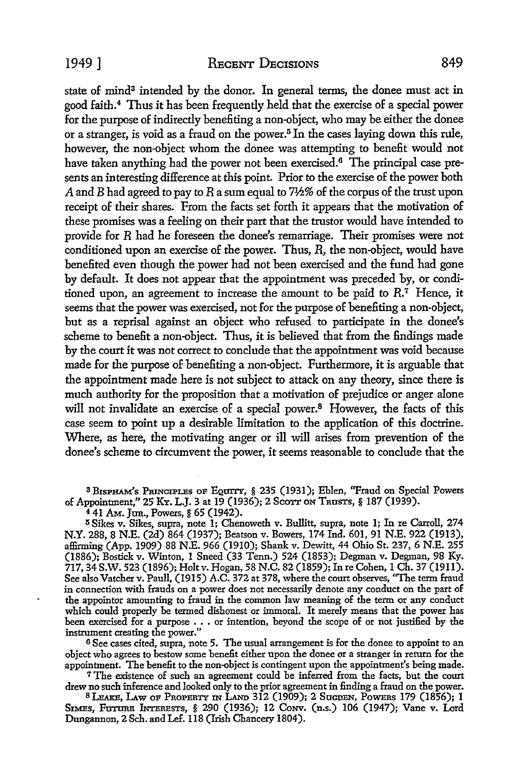state of mind[3] intended by the donor. In general terms, the donee must act in good faith.[4] Thus it has been frequently held that the exercise of a special power for the purpose of indirectly benefiting a non-object, who may be either the donee or a stranger, is void as a fraud on the power.[5] In the cases laying down this rule, however, the non-object whom the donee was attempting to benefit would not have taken anything had the power not been exercised.[6] The principal case presents an interesting difference at this point. Prior to the exercise of the power both *A* and *B* had agreed to pay to *R* a sum equal to 7½% of the corpus of the trust upon receipt of their shares. From the facts set forth it appears that the motivation of these promises was a feeling on their part that the trustor would have intended to provide for *R* had he foreseen the donee's remarriage. Their promises were not conditioned upon an exercise of the power. Thus, *R*, the non-object, would have benefited even though the power had not been exercised and the fund had gone by default. It does not appear that the appointment was preceded by, or conditioned upon, an agreement to increase the amount to be paid to *R*.[7] Hence, it seems that the power was exercised, not for the purpose of benefiting a non-object, but as a reprisal against an object who refused to participate in the donee's scheme to benefit a non-object. Thus, it is believed that from the findings made by the court it was not correct to conclude that the appointment was void because made for the purpose of benefiting a non-object. Furthermore, it is arguable that the appointment made here is not subject to attack on any theory, since there is much authority for the proposition that a motivation of prejudice or anger alone will not invalidate an exercise of a special power.[8] However, the facts of this case seem to point up a desirable limitation to the application of this doctrine. Where, as here, the motivating anger or ill will arises from prevention of the donee's scheme to circumvent the power, it seems reasonable to conclude that the

---

[3] BISPHAM'S PRINCIPLES OF EQUITY, § 235 (1931); Eblen, "Fraud on Special Powers of Appointment," 25 KY. L.J. 3 at 19 (1936); 2 SCOTT ON TRUSTS, § 187 (1939).

[4] 41 AM. JUR., Powers, § 65 (1942).

[5] Sikes v. Sikes, supra, note 1; Chenoweth v. Bullitt, supra, note 1; In re Carroll, 274 N.Y. 288, 8 N.E. (2d) 864 (1937); Beatson v. Bowers, 174 Ind. 601, 91 N.E. 922 (1913), affirming (App. 1909) 88 N.E. 966 (1910); Shank v. Dewitt, 44 Ohio St. 237, 6 N.E. 255 (1886); Bostick v. Winton, 1 Sneed (33 Tenn.) 524 (1853); Degman v. Degman, 98 Ky. 717, 34 S.W. 523 (1896); Holt v. Hogan, 58 N.C. 82 (1859); In re Cohen, 1 Ch. 37 (1911). See also Vatcher v. Paull, (1915) A.C. 372 at 378, where the court observes, "The term fraud in connection with frauds on a power does not necessarily denote any conduct on the part of the appointor amounting to fraud in the common law meaning of the term or any conduct which could properly be termed dishonest or immoral. It merely means that the power has been exercised for a purpose . . . or intention, beyond the scope of or not justified by the instrument creating the power."

[6] See cases cited, supra, note 5. The usual arrangement is for the donee to appoint to an object who agrees to bestow some benefit either upon the donee or a stranger in return for the appointment. The benefit to the non-object is contingent upon the appointment's being made.

[7] The existence of such an agreement could be inferred from the facts, but the court drew no such inference and looked only to the prior agreement in finding a fraud on the power.

[8] LEAKE, LAW OF PROPERTY IN LAND 312 (1909); 2 SUGDEN, POWERS 179 (1856); 1 SIMES, FUTURE INTERESTS, § 290 (1936); 12 CONV. (n.s.) 106 (1947); Vane v. Lord Dungannon, 2 Sch. and Lef. 118 (Irish Chancery 1804).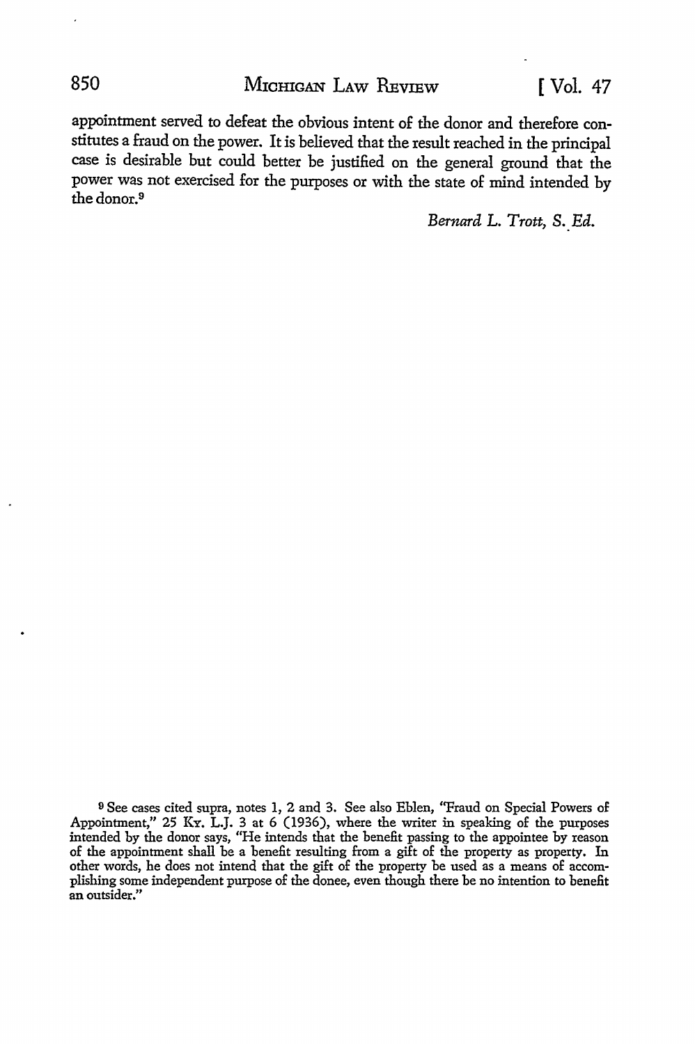appointment served to defeat the obvious intent of the donor and therefore constitutes a fraud on the power. It is believed that the result reached in the principal case is desirable but could better be justified on the general ground that the power was not exercised for the purposes or with the state of mind intended by the donor.[9]

*Bernard L. Trott, S. Ed.*

[9] See cases cited supra, notes 1, 2 and 3. See also Eblen, "Fraud on Special Powers of Appointment," 25 Ky. L.J. 3 at 6 (1936), where the writer in speaking of the purposes intended by the donor says, "He intends that the benefit passing to the appointee by reason of the appointment shall be a benefit resulting from a gift of the property as property. In other words, he does not intend that the gift of the property be used as a means of accomplishing some independent purpose of the donee, even though there be no intention to benefit an outsider."